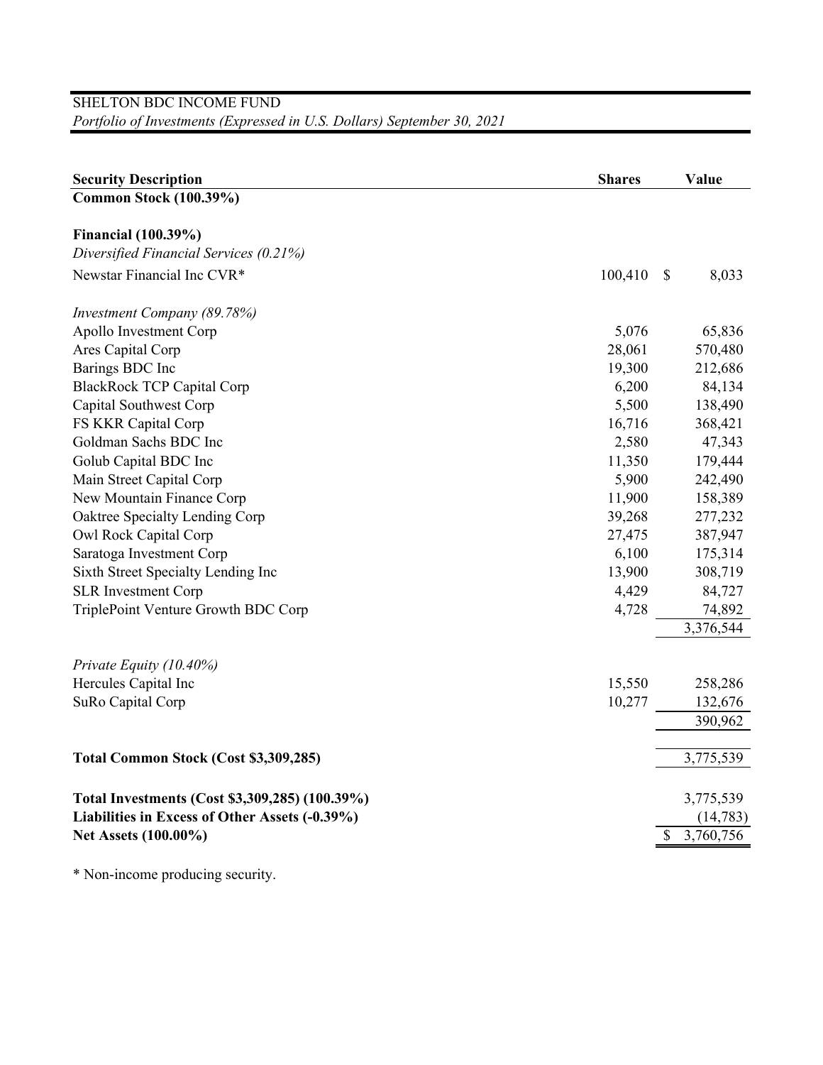SHELTON BDC INCOME FUND

*Portfolio of Investments (Expressed in U.S. Dollars) September 30, 2021*

| Security Description | Shares | Value |
|---|---|---|
| **Common Stock (100.39%)** | | |
| | | |
| **Financial (100.39%)** | | |
| *Diversified Financial Services (0.21%)* | | |
| Newstar Financial Inc CVR* | 100,410 | $ 8,033 |
| | | |
| *Investment Company (89.78%)* | | |
| Apollo Investment Corp | 5,076 | 65,836 |
| Ares Capital Corp | 28,061 | 570,480 |
| Barings BDC Inc | 19,300 | 212,686 |
| BlackRock TCP Capital Corp | 6,200 | 84,134 |
| Capital Southwest Corp | 5,500 | 138,490 |
| FS KKR Capital Corp | 16,716 | 368,421 |
| Goldman Sachs BDC Inc | 2,580 | 47,343 |
| Golub Capital BDC Inc | 11,350 | 179,444 |
| Main Street Capital Corp | 5,900 | 242,490 |
| New Mountain Finance Corp | 11,900 | 158,389 |
| Oaktree Specialty Lending Corp | 39,268 | 277,232 |
| Owl Rock Capital Corp | 27,475 | 387,947 |
| Saratoga Investment Corp | 6,100 | 175,314 |
| Sixth Street Specialty Lending Inc | 13,900 | 308,719 |
| SLR Investment Corp | 4,429 | 84,727 |
| TriplePoint Venture Growth BDC Corp | 4,728 | 74,892 |
| | | 3,376,544 |
| | | |
| *Private Equity (10.40%)* | | |
| Hercules Capital Inc | 15,550 | 258,286 |
| SuRo Capital Corp | 10,277 | 132,676 |
| | | 390,962 |
| | | |
| **Total Common Stock (Cost $3,309,285)** | | 3,775,539 |
| | | |
| **Total Investments (Cost $3,309,285) (100.39%)** | | 3,775,539 |
| **Liabilities in Excess of Other Assets (-0.39%)** | | (14,783) |
| **Net Assets (100.00%)** | | $ 3,760,756 |

* Non-income producing security.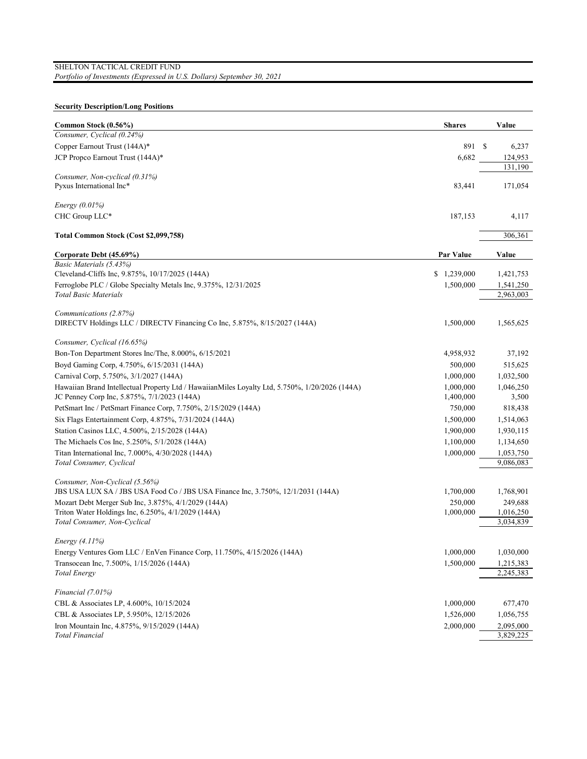SHELTON TACTICAL CREDIT FUND

*Portfolio of Investments (Expressed in U.S. Dollars) September 30, 2021*

**Security Description/Long Positions**

| **Common Stock (0.56%)** | **Shares** | **Value** |
|---|---|---|
| *Consumer, Cyclical (0.24%)* | | |
| Copper Earnout Trust (144A)* | 891 | $ 6,237 |
| JCP Propco Earnout Trust (144A)* | 6,682 | 124,953 |
| | | 131,190 |
| *Consumer, Non-cyclical (0.31%)* | | |
| Pyxus International Inc* | 83,441 | 171,054 |
| *Energy (0.01%)* | | |
| CHC Group LLC* | 187,153 | 4,117 |
| **Total Common Stock (Cost $2,099,758)** | | 306,361 |

| **Corporate Debt (45.69%)** | **Par Value** | **Value** |
|---|---|---|
| *Basic Materials (5.43%)* | | |
| Cleveland-Cliffs Inc, 9.875%, 10/17/2025 (144A) | $ 1,239,000 | 1,421,753 |
| Ferroglobe PLC / Globe Specialty Metals Inc, 9.375%, 12/31/2025 | 1,500,000 | 1,541,250 |
| *Total Basic Materials* | | 2,963,003 |
| *Communications (2.87%)* | | |
| DIRECTV Holdings LLC / DIRECTV Financing Co Inc, 5.875%, 8/15/2027 (144A) | 1,500,000 | 1,565,625 |
| *Consumer, Cyclical (16.65%)* | | |
| Bon-Ton Department Stores Inc/The, 8.000%, 6/15/2021 | 4,958,932 | 37,192 |
| Boyd Gaming Corp, 4.750%, 6/15/2031 (144A) | 500,000 | 515,625 |
| Carnival Corp, 5.750%, 3/1/2027 (144A) | 1,000,000 | 1,032,500 |
| Hawaiian Brand Intellectual Property Ltd / HawaiianMiles Loyalty Ltd, 5.750%, 1/20/2026 (144A) | 1,000,000 | 1,046,250 |
| JC Penney Corp Inc, 5.875%, 7/1/2023 (144A) | 1,400,000 | 3,500 |
| PetSmart Inc / PetSmart Finance Corp, 7.750%, 2/15/2029 (144A) | 750,000 | 818,438 |
| Six Flags Entertainment Corp, 4.875%, 7/31/2024 (144A) | 1,500,000 | 1,514,063 |
| Station Casinos LLC, 4.500%, 2/15/2028 (144A) | 1,900,000 | 1,930,115 |
| The Michaels Cos Inc, 5.250%, 5/1/2028 (144A) | 1,100,000 | 1,134,650 |
| Titan International Inc, 7.000%, 4/30/2028 (144A) | 1,000,000 | 1,053,750 |
| *Total Consumer, Cyclical* | | 9,086,083 |
| *Consumer, Non-Cyclical (5.56%)* | | |
| JBS USA LUX SA / JBS USA Food Co / JBS USA Finance Inc, 3.750%, 12/1/2031 (144A) | 1,700,000 | 1,768,901 |
| Mozart Debt Merger Sub Inc, 3.875%, 4/1/2029 (144A) | 250,000 | 249,688 |
| Triton Water Holdings Inc, 6.250%, 4/1/2029 (144A) | 1,000,000 | 1,016,250 |
| *Total Consumer, Non-Cyclical* | | 3,034,839 |
| *Energy (4.11%)* | | |
| Energy Ventures Gom LLC / EnVen Finance Corp, 11.750%, 4/15/2026 (144A) | 1,000,000 | 1,030,000 |
| Transocean Inc, 7.500%, 1/15/2026 (144A) | 1,500,000 | 1,215,383 |
| *Total Energy* | | 2,245,383 |
| *Financial (7.01%)* | | |
| CBL & Associates LP, 4.600%, 10/15/2024 | 1,000,000 | 677,470 |
| CBL & Associates LP, 5.950%, 12/15/2026 | 1,526,000 | 1,056,755 |
| Iron Mountain Inc, 4.875%, 9/15/2029 (144A) | 2,000,000 | 2,095,000 |
| *Total Financial* | | 3,829,225 |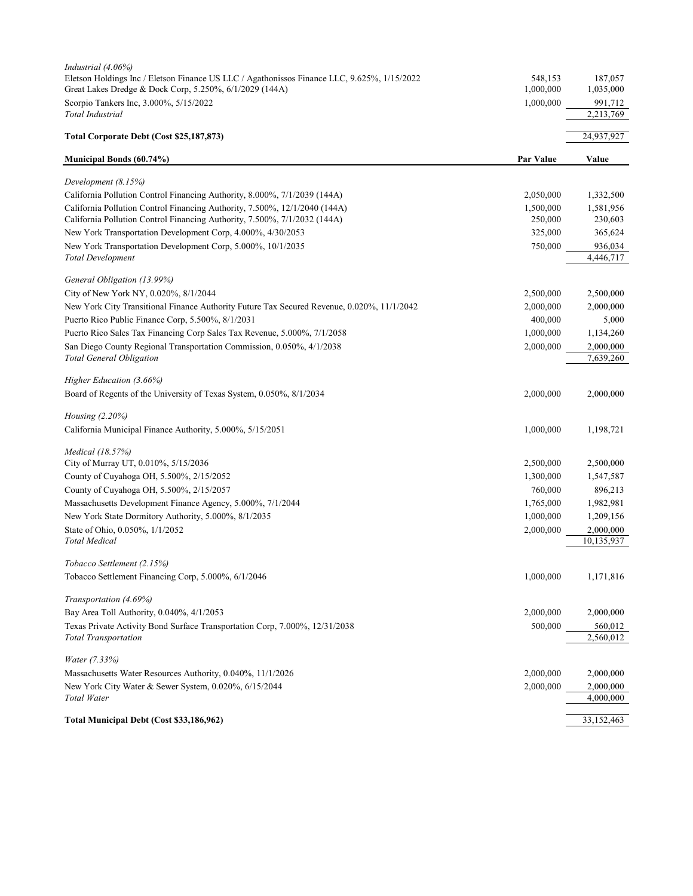| | | |
|---|---|---|
| *Industrial (4.06%)* | | |
| Eletson Holdings Inc / Eletson Finance US LLC / Agathonissos Finance LLC, 9.625%, 1/15/2022 | 548,153 | 187,057 |
| Great Lakes Dredge & Dock Corp, 5.250%, 6/1/2029 (144A) | 1,000,000 | 1,035,000 |
| Scorpio Tankers Inc, 3.000%, 5/15/2022 | 1,000,000 | 991,712 |
| *Total Industrial* | | 2,213,769 |
| **Total Corporate Debt (Cost $25,187,873)** | | 24,937,927 |

| **Municipal Bonds (60.74%)** | **Par Value** | **Value** |
|---|---|---|
| *Development (8.15%)* | | |
| California Pollution Control Financing Authority, 8.000%, 7/1/2039 (144A) | 2,050,000 | 1,332,500 |
| California Pollution Control Financing Authority, 7.500%, 12/1/2040 (144A) | 1,500,000 | 1,581,956 |
| California Pollution Control Financing Authority, 7.500%, 7/1/2032 (144A) | 250,000 | 230,603 |
| New York Transportation Development Corp, 4.000%, 4/30/2053 | 325,000 | 365,624 |
| New York Transportation Development Corp, 5.000%, 10/1/2035 | 750,000 | 936,034 |
| *Total Development* | | 4,446,717 |
| *General Obligation (13.99%)* | | |
| City of New York NY, 0.020%, 8/1/2044 | 2,500,000 | 2,500,000 |
| New York City Transitional Finance Authority Future Tax Secured Revenue, 0.020%, 11/1/2042 | 2,000,000 | 2,000,000 |
| Puerto Rico Public Finance Corp, 5.500%, 8/1/2031 | 400,000 | 5,000 |
| Puerto Rico Sales Tax Financing Corp Sales Tax Revenue, 5.000%, 7/1/2058 | 1,000,000 | 1,134,260 |
| San Diego County Regional Transportation Commission, 0.050%, 4/1/2038 | 2,000,000 | 2,000,000 |
| *Total General Obligation* | | 7,639,260 |
| *Higher Education (3.66%)* | | |
| Board of Regents of the University of Texas System, 0.050%, 8/1/2034 | 2,000,000 | 2,000,000 |
| *Housing (2.20%)* | | |
| California Municipal Finance Authority, 5.000%, 5/15/2051 | 1,000,000 | 1,198,721 |
| *Medical (18.57%)* | | |
| City of Murray UT, 0.010%, 5/15/2036 | 2,500,000 | 2,500,000 |
| County of Cuyahoga OH, 5.500%, 2/15/2052 | 1,300,000 | 1,547,587 |
| County of Cuyahoga OH, 5.500%, 2/15/2057 | 760,000 | 896,213 |
| Massachusetts Development Finance Agency, 5.000%, 7/1/2044 | 1,765,000 | 1,982,981 |
| New York State Dormitory Authority, 5.000%, 8/1/2035 | 1,000,000 | 1,209,156 |
| State of Ohio, 0.050%, 1/1/2052 | 2,000,000 | 2,000,000 |
| *Total Medical* | | 10,135,937 |
| *Tobacco Settlement (2.15%)* | | |
| Tobacco Settlement Financing Corp, 5.000%, 6/1/2046 | 1,000,000 | 1,171,816 |
| *Transportation (4.69%)* | | |
| Bay Area Toll Authority, 0.040%, 4/1/2053 | 2,000,000 | 2,000,000 |
| Texas Private Activity Bond Surface Transportation Corp, 7.000%, 12/31/2038 | 500,000 | 560,012 |
| *Total Transportation* | | 2,560,012 |
| *Water (7.33%)* | | |
| Massachusetts Water Resources Authority, 0.040%, 11/1/2026 | 2,000,000 | 2,000,000 |
| New York City Water & Sewer System, 0.020%, 6/15/2044 | 2,000,000 | 2,000,000 |
| *Total Water* | | 4,000,000 |
| **Total Municipal Debt (Cost $33,186,962)** | | 33,152,463 |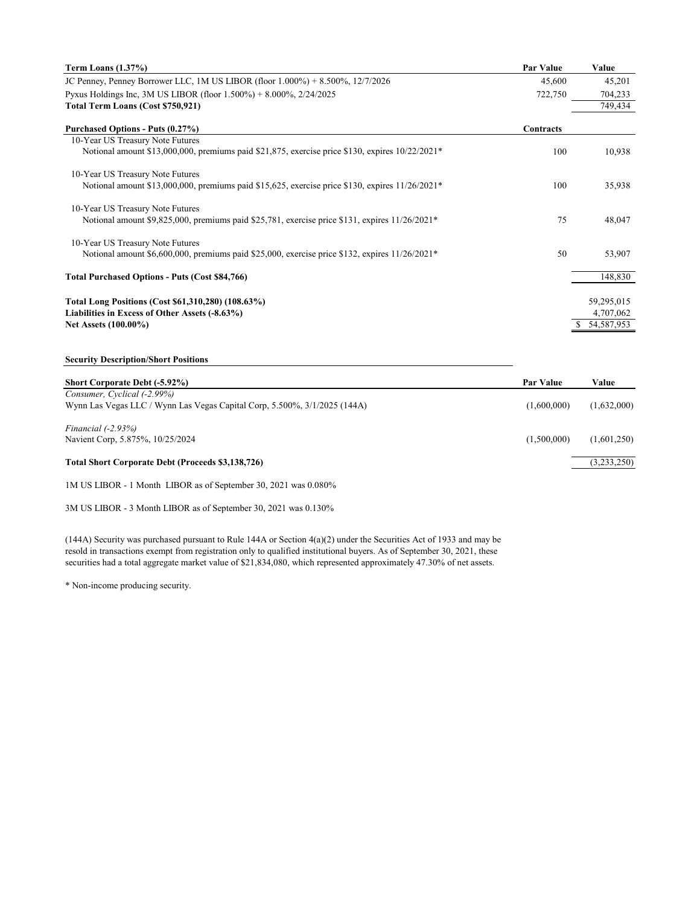| Term Loans (1.37%) | Par Value | Value |
|---|---|---|
| JC Penney, Penney Borrower LLC, 1M US LIBOR (floor 1.000%) + 8.500%, 12/7/2026 | 45,600 | 45,201 |
| Pyxus Holdings Inc, 3M US LIBOR (floor 1.500%) + 8.000%, 2/24/2025 | 722,750 | 704,233 |
| **Total Term Loans (Cost $750,921)** | | 749,434 |

| Purchased Options - Puts (0.27%) | Contracts | |
|---|---|---|
| 10-Year US Treasury Note Futures<br>Notional amount $13,000,000, premiums paid $21,875, exercise price $130, expires 10/22/2021* | 100 | 10,938 |
| 10-Year US Treasury Note Futures<br>Notional amount $13,000,000, premiums paid $15,625, exercise price $130, expires 11/26/2021* | 100 | 35,938 |
| 10-Year US Treasury Note Futures<br>Notional amount $9,825,000, premiums paid $25,781, exercise price $131, expires 11/26/2021* | 75 | 48,047 |
| 10-Year US Treasury Note Futures<br>Notional amount $6,600,000, premiums paid $25,000, exercise price $132, expires 11/26/2021* | 50 | 53,907 |
| **Total Purchased Options - Puts (Cost $84,766)** | | 148,830 |
| | | |
| **Total Long Positions (Cost $61,310,280) (108.63%)** | | 59,295,015 |
| **Liabilities in Excess of Other Assets (-8.63%)** | | 4,707,062 |
| **Net Assets (100.00%)** | | $ 54,587,953 |

**Security Description/Short Positions**

| Short Corporate Debt (-5.92%) | Par Value | Value |
|---|---|---|
| *Consumer, Cyclical (-2.99%)* | | |
| Wynn Las Vegas LLC / Wynn Las Vegas Capital Corp, 5.500%, 3/1/2025 (144A) | (1,600,000) | (1,632,000) |
| *Financial (-2.93%)* | | |
| Navient Corp, 5.875%, 10/25/2024 | (1,500,000) | (1,601,250) |
| **Total Short Corporate Debt (Proceeds $3,138,726)** | | (3,233,250) |

1M US LIBOR - 1 Month LIBOR as of September 30, 2021 was 0.080%

3M US LIBOR - 3 Month LIBOR as of September 30, 2021 was 0.130%

(144A) Security was purchased pursuant to Rule 144A or Section 4(a)(2) under the Securities Act of 1933 and may be resold in transactions exempt from registration only to qualified institutional buyers. As of September 30, 2021, these securities had a total aggregate market value of $21,834,080, which represented approximately 47.30% of net assets.

* Non-income producing security.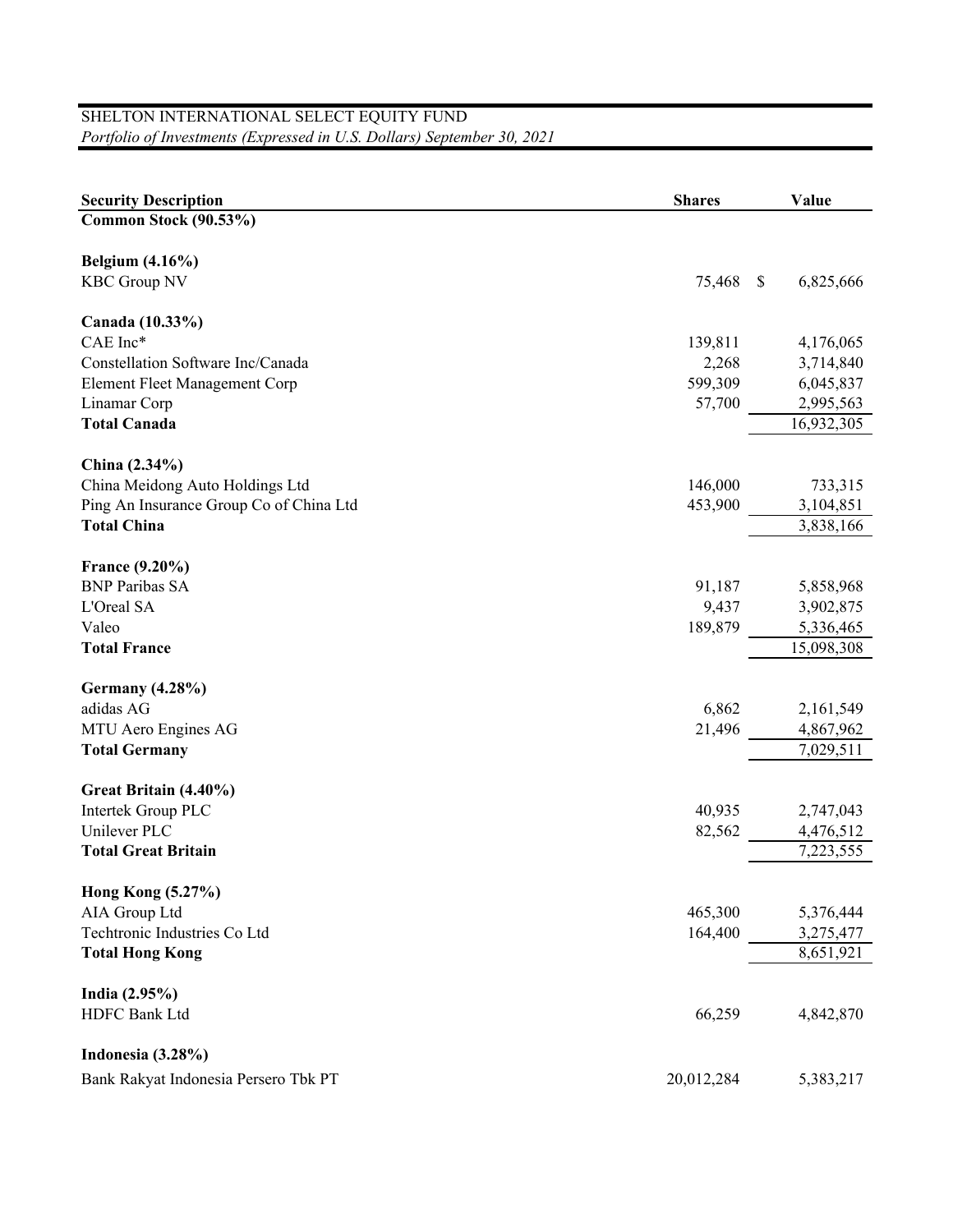SHELTON INTERNATIONAL SELECT EQUITY FUND
*Portfolio of Investments (Expressed in U.S. Dollars) September 30, 2021*

| Security Description | Shares | Value |
|---|---|---|
| **Common Stock (90.53%)** | | |
| | | |
| **Belgium (4.16%)** | | |
| KBC Group NV | 75,468 | $ 6,825,666 |
| | | |
| **Canada (10.33%)** | | |
| CAE Inc* | 139,811 | 4,176,065 |
| Constellation Software Inc/Canada | 2,268 | 3,714,840 |
| Element Fleet Management Corp | 599,309 | 6,045,837 |
| Linamar Corp | 57,700 | 2,995,563 |
| **Total Canada** | | 16,932,305 |
| | | |
| **China (2.34%)** | | |
| China Meidong Auto Holdings Ltd | 146,000 | 733,315 |
| Ping An Insurance Group Co of China Ltd | 453,900 | 3,104,851 |
| **Total China** | | 3,838,166 |
| | | |
| **France (9.20%)** | | |
| BNP Paribas SA | 91,187 | 5,858,968 |
| L'Oreal SA | 9,437 | 3,902,875 |
| Valeo | 189,879 | 5,336,465 |
| **Total France** | | 15,098,308 |
| | | |
| **Germany (4.28%)** | | |
| adidas AG | 6,862 | 2,161,549 |
| MTU Aero Engines AG | 21,496 | 4,867,962 |
| **Total Germany** | | 7,029,511 |
| | | |
| **Great Britain (4.40%)** | | |
| Intertek Group PLC | 40,935 | 2,747,043 |
| Unilever PLC | 82,562 | 4,476,512 |
| **Total Great Britain** | | 7,223,555 |
| | | |
| **Hong Kong (5.27%)** | | |
| AIA Group Ltd | 465,300 | 5,376,444 |
| Techtronic Industries Co Ltd | 164,400 | 3,275,477 |
| **Total Hong Kong** | | 8,651,921 |
| | | |
| **India (2.95%)** | | |
| HDFC Bank Ltd | 66,259 | 4,842,870 |
| | | |
| **Indonesia (3.28%)** | | |
| Bank Rakyat Indonesia Persero Tbk PT | 20,012,284 | 5,383,217 |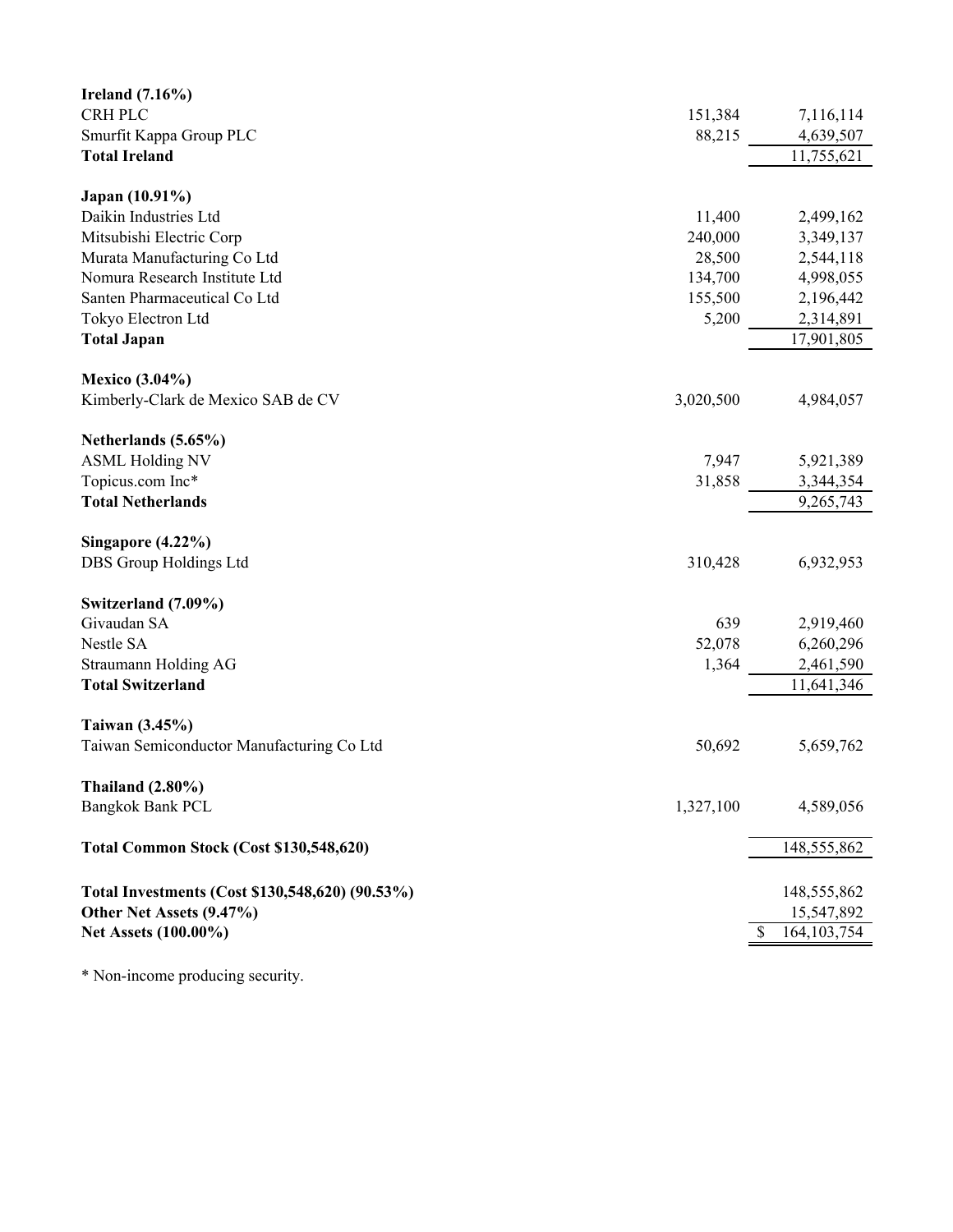| | Shares | Value |
|---|---|---|
| **Ireland (7.16%)** | | |
| CRH PLC | 151,384 | 7,116,114 |
| Smurfit Kappa Group PLC | 88,215 | 4,639,507 |
| **Total Ireland** | | 11,755,621 |
| | | |
| **Japan (10.91%)** | | |
| Daikin Industries Ltd | 11,400 | 2,499,162 |
| Mitsubishi Electric Corp | 240,000 | 3,349,137 |
| Murata Manufacturing Co Ltd | 28,500 | 2,544,118 |
| Nomura Research Institute Ltd | 134,700 | 4,998,055 |
| Santen Pharmaceutical Co Ltd | 155,500 | 2,196,442 |
| Tokyo Electron Ltd | 5,200 | 2,314,891 |
| **Total Japan** | | 17,901,805 |
| | | |
| **Mexico (3.04%)** | | |
| Kimberly-Clark de Mexico SAB de CV | 3,020,500 | 4,984,057 |
| | | |
| **Netherlands (5.65%)** | | |
| ASML Holding NV | 7,947 | 5,921,389 |
| Topicus.com Inc* | 31,858 | 3,344,354 |
| **Total Netherlands** | | 9,265,743 |
| | | |
| **Singapore (4.22%)** | | |
| DBS Group Holdings Ltd | 310,428 | 6,932,953 |
| | | |
| **Switzerland (7.09%)** | | |
| Givaudan SA | 639 | 2,919,460 |
| Nestle SA | 52,078 | 6,260,296 |
| Straumann Holding AG | 1,364 | 2,461,590 |
| **Total Switzerland** | | 11,641,346 |
| | | |
| **Taiwan (3.45%)** | | |
| Taiwan Semiconductor Manufacturing Co Ltd | 50,692 | 5,659,762 |
| | | |
| **Thailand (2.80%)** | | |
| Bangkok Bank PCL | 1,327,100 | 4,589,056 |
| | | |
| **Total Common Stock (Cost $130,548,620)** | | 148,555,862 |
| | | |
| **Total Investments (Cost $130,548,620) (90.53%)** | | 148,555,862 |
| **Other Net Assets (9.47%)** | | 15,547,892 |
| **Net Assets (100.00%)** | | $ 164,103,754 |

* Non-income producing security.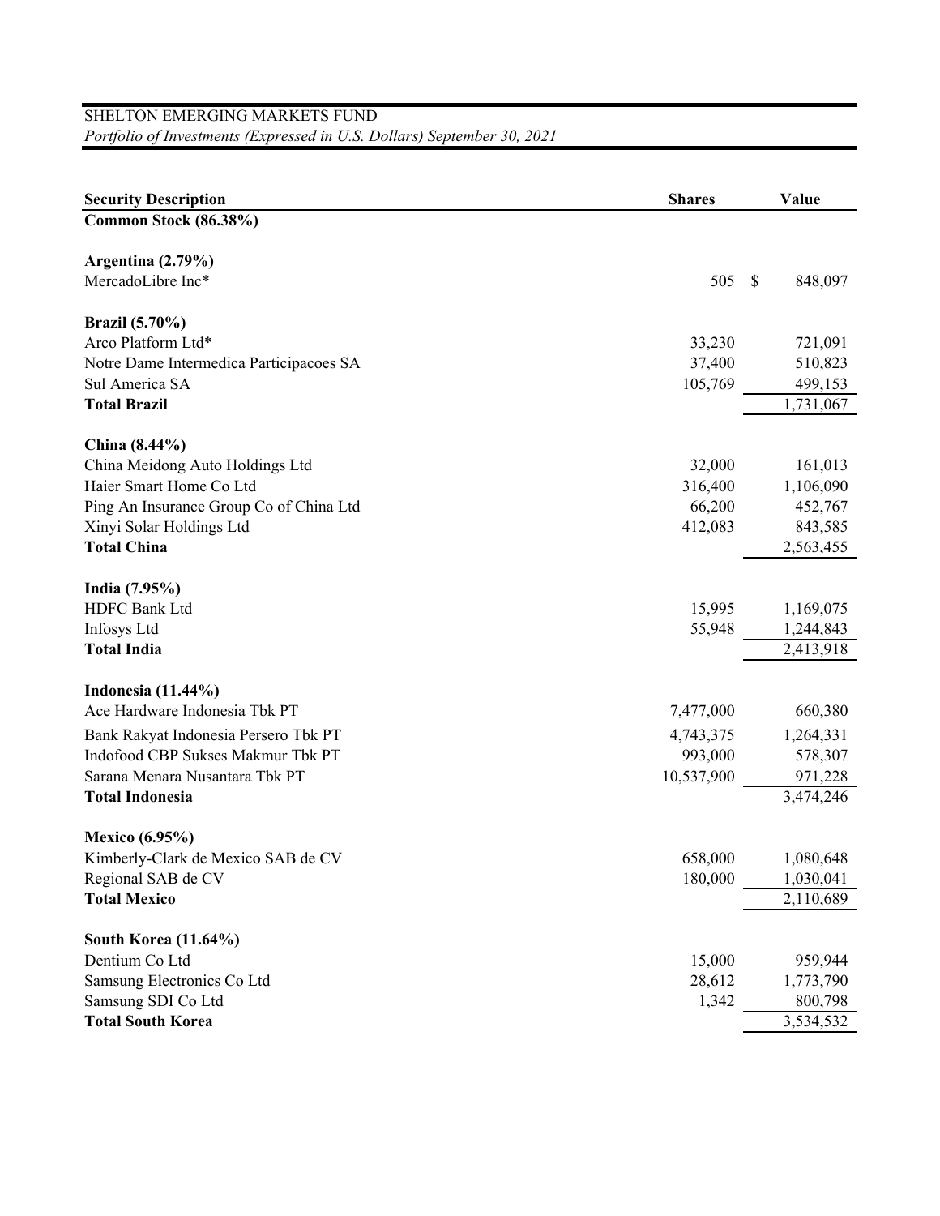SHELTON EMERGING MARKETS FUND

*Portfolio of Investments (Expressed in U.S. Dollars) September 30, 2021*

| Security Description | Shares | Value |
|---|---|---|
| **Common Stock (86.38%)** | | |
| | | |
| **Argentina (2.79%)** | | |
| MercadoLibre Inc* | 505 | $ 848,097 |
| | | |
| **Brazil (5.70%)** | | |
| Arco Platform Ltd* | 33,230 | 721,091 |
| Notre Dame Intermedica Participacoes SA | 37,400 | 510,823 |
| Sul America SA | 105,769 | 499,153 |
| **Total Brazil** | | 1,731,067 |
| | | |
| **China (8.44%)** | | |
| China Meidong Auto Holdings Ltd | 32,000 | 161,013 |
| Haier Smart Home Co Ltd | 316,400 | 1,106,090 |
| Ping An Insurance Group Co of China Ltd | 66,200 | 452,767 |
| Xinyi Solar Holdings Ltd | 412,083 | 843,585 |
| **Total China** | | 2,563,455 |
| | | |
| **India (7.95%)** | | |
| HDFC Bank Ltd | 15,995 | 1,169,075 |
| Infosys Ltd | 55,948 | 1,244,843 |
| **Total India** | | 2,413,918 |
| | | |
| **Indonesia (11.44%)** | | |
| Ace Hardware Indonesia Tbk PT | 7,477,000 | 660,380 |
| Bank Rakyat Indonesia Persero Tbk PT | 4,743,375 | 1,264,331 |
| Indofood CBP Sukses Makmur Tbk PT | 993,000 | 578,307 |
| Sarana Menara Nusantara Tbk PT | 10,537,900 | 971,228 |
| **Total Indonesia** | | 3,474,246 |
| | | |
| **Mexico (6.95%)** | | |
| Kimberly-Clark de Mexico SAB de CV | 658,000 | 1,080,648 |
| Regional SAB de CV | 180,000 | 1,030,041 |
| **Total Mexico** | | 2,110,689 |
| | | |
| **South Korea (11.64%)** | | |
| Dentium Co Ltd | 15,000 | 959,944 |
| Samsung Electronics Co Ltd | 28,612 | 1,773,790 |
| Samsung SDI Co Ltd | 1,342 | 800,798 |
| **Total South Korea** | | 3,534,532 |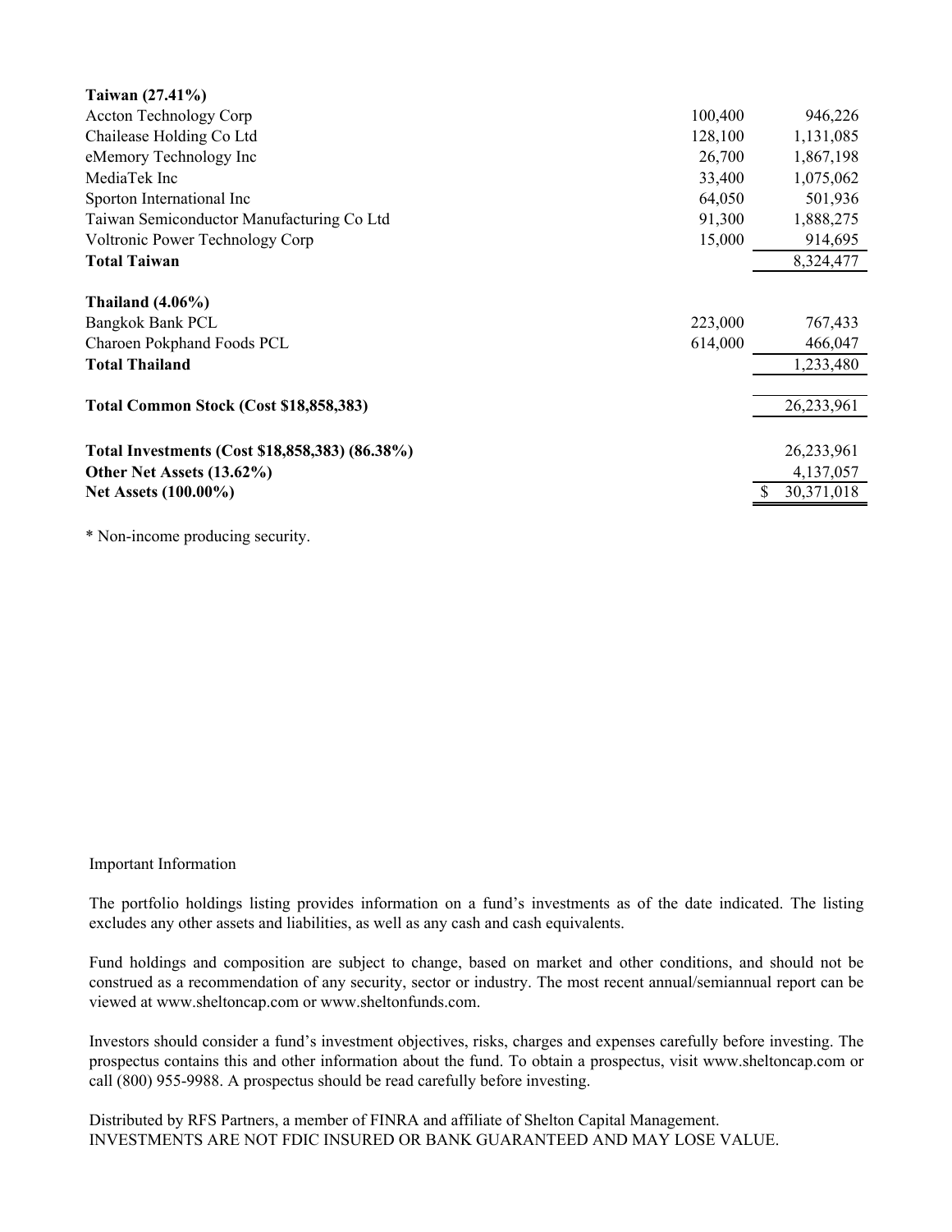| | | |
|---|---|---|
| **Taiwan (27.41%)** | | |
| Accton Technology Corp | 100,400 | 946,226 |
| Chailease Holding Co Ltd | 128,100 | 1,131,085 |
| eMemory Technology Inc | 26,700 | 1,867,198 |
| MediaTek Inc | 33,400 | 1,075,062 |
| Sporton International Inc | 64,050 | 501,936 |
| Taiwan Semiconductor Manufacturing Co Ltd | 91,300 | 1,888,275 |
| Voltronic Power Technology Corp | 15,000 | 914,695 |
| **Total Taiwan** | | 8,324,477 |
| | | |
| **Thailand (4.06%)** | | |
| Bangkok Bank PCL | 223,000 | 767,433 |
| Charoen Pokphand Foods PCL | 614,000 | 466,047 |
| **Total Thailand** | | 1,233,480 |
| | | |
| **Total Common Stock (Cost $18,858,383)** | | 26,233,961 |
| | | |
| **Total Investments (Cost $18,858,383) (86.38%)** | | 26,233,961 |
| **Other Net Assets (13.62%)** | | 4,137,057 |
| **Net Assets (100.00%)** | | $ 30,371,018 |

* Non-income producing security.

Important Information

The portfolio holdings listing provides information on a fund's investments as of the date indicated. The listing excludes any other assets and liabilities, as well as any cash and cash equivalents.

Fund holdings and composition are subject to change, based on market and other conditions, and should not be construed as a recommendation of any security, sector or industry. The most recent annual/semiannual report can be viewed at www.sheltoncap.com or www.sheltonfunds.com.

Investors should consider a fund's investment objectives, risks, charges and expenses carefully before investing. The prospectus contains this and other information about the fund. To obtain a prospectus, visit www.sheltoncap.com or call (800) 955-9988. A prospectus should be read carefully before investing.

Distributed by RFS Partners, a member of FINRA and affiliate of Shelton Capital Management.
INVESTMENTS ARE NOT FDIC INSURED OR BANK GUARANTEED AND MAY LOSE VALUE.